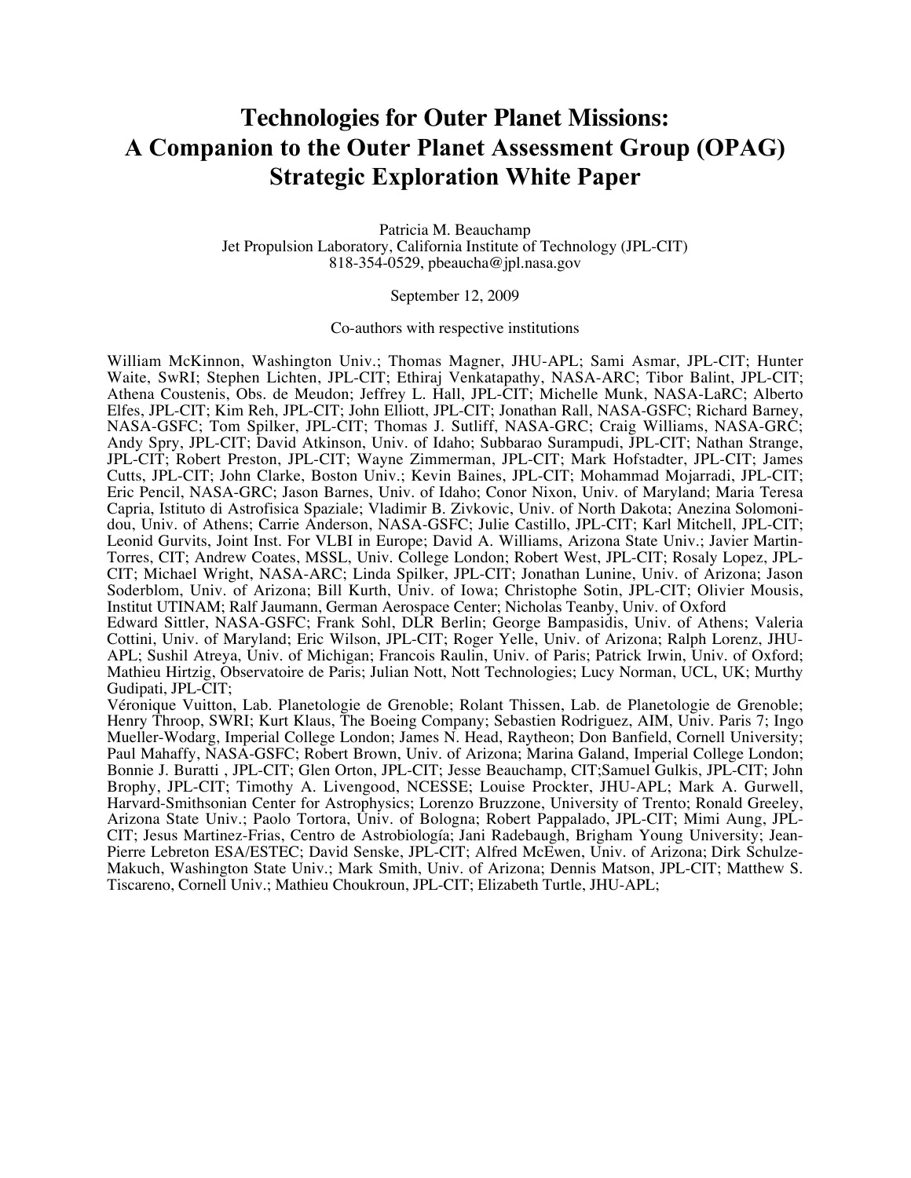# Technologies for Outer Planet Missions: A Companion to the Outer Planet Assessment Group (OPAG) Strategic Exploration White Paper

Patricia M. Beauchamp
Jet Propulsion Laboratory, California Institute of Technology (JPL-CIT)
818-354-0529, pbeaucha@jpl.nasa.gov

September 12, 2009

Co-authors with respective institutions

William McKinnon, Washington Univ.; Thomas Magner, JHU-APL; Sami Asmar, JPL-CIT; Hunter Waite, SwRI; Stephen Lichten, JPL-CIT; Ethiraj Venkatapathy, NASA-ARC; Tibor Balint, JPL-CIT; Athena Coustenis, Obs. de Meudon; Jeffrey L. Hall, JPL-CIT; Michelle Munk, NASA-LaRC; Alberto Elfes, JPL-CIT; Kim Reh, JPL-CIT; John Elliott, JPL-CIT; Jonathan Rall, NASA-GSFC; Richard Barney, NASA-GSFC; Tom Spilker, JPL-CIT; Thomas J. Sutliff, NASA-GRC; Craig Williams, NASA-GRC; Andy Spry, JPL-CIT; David Atkinson, Univ. of Idaho; Subbarao Surampudi, JPL-CIT; Nathan Strange, JPL-CIT; Robert Preston, JPL-CIT; Wayne Zimmerman, JPL-CIT; Mark Hofstadter, JPL-CIT; James Cutts, JPL-CIT; John Clarke, Boston Univ.; Kevin Baines, JPL-CIT; Mohammad Mojarradi, JPL-CIT; Eric Pencil, NASA-GRC; Jason Barnes, Univ. of Idaho; Conor Nixon, Univ. of Maryland; Maria Teresa Capria, Istituto di Astrofisica Spaziale; Vladimir B. Zivkovic, Univ. of North Dakota; Anezina Solomonidou, Univ. of Athens; Carrie Anderson, NASA-GSFC; Julie Castillo, JPL-CIT; Karl Mitchell, JPL-CIT; Leonid Gurvits, Joint Inst. For VLBI in Europe; David A. Williams, Arizona State Univ.; Javier Martin-Torres, CIT; Andrew Coates, MSSL, Univ. College London; Robert West, JPL-CIT; Rosaly Lopez, JPL-CIT; Michael Wright, NASA-ARC; Linda Spilker, JPL-CIT; Jonathan Lunine, Univ. of Arizona; Jason Soderblom, Univ. of Arizona; Bill Kurth, Univ. of Iowa; Christophe Sotin, JPL-CIT; Olivier Mousis, Institut UTINAM; Ralf Jaumann, German Aerospace Center; Nicholas Teanby, Univ. of Oxford

Edward Sittler, NASA-GSFC; Frank Sohl, DLR Berlin; George Bampasidis, Univ. of Athens; Valeria Cottini, Univ. of Maryland; Eric Wilson, JPL-CIT; Roger Yelle, Univ. of Arizona; Ralph Lorenz, JHU-APL; Sushil Atreya, Univ. of Michigan; Francois Raulin, Univ. of Paris; Patrick Irwin, Univ. of Oxford; Mathieu Hirtzig, Observatoire de Paris; Julian Nott, Nott Technologies; Lucy Norman, UCL, UK; Murthy Gudipati, JPL-CIT;

Véronique Vuitton, Lab. Planetologie de Grenoble; Rolant Thissen, Lab. de Planetologie de Grenoble; Henry Throop, SWRI; Kurt Klaus, The Boeing Company; Sebastien Rodriguez, AIM, Univ. Paris 7; Ingo Mueller-Wodarg, Imperial College London; James N. Head, Raytheon; Don Banfield, Cornell University; Paul Mahaffy, NASA-GSFC; Robert Brown, Univ. of Arizona; Marina Galand, Imperial College London; Bonnie J. Buratti , JPL-CIT; Glen Orton, JPL-CIT; Jesse Beauchamp, CIT;Samuel Gulkis, JPL-CIT; John Brophy, JPL-CIT; Timothy A. Livengood, NCESSE; Louise Prockter, JHU-APL; Mark A. Gurwell, Harvard-Smithsonian Center for Astrophysics; Lorenzo Bruzzone, University of Trento; Ronald Greeley, Arizona State Univ.; Paolo Tortora, Univ. of Bologna; Robert Pappalado, JPL-CIT; Mimi Aung, JPL-CIT; Jesus Martinez-Frias, Centro de Astrobiología; Jani Radebaugh, Brigham Young University; Jean-Pierre Lebreton ESA/ESTEC; David Senske, JPL-CIT; Alfred McEwen, Univ. of Arizona; Dirk Schulze-Makuch, Washington State Univ.; Mark Smith, Univ. of Arizona; Dennis Matson, JPL-CIT; Matthew S. Tiscareno, Cornell Univ.; Mathieu Choukroun, JPL-CIT; Elizabeth Turtle, JHU-APL;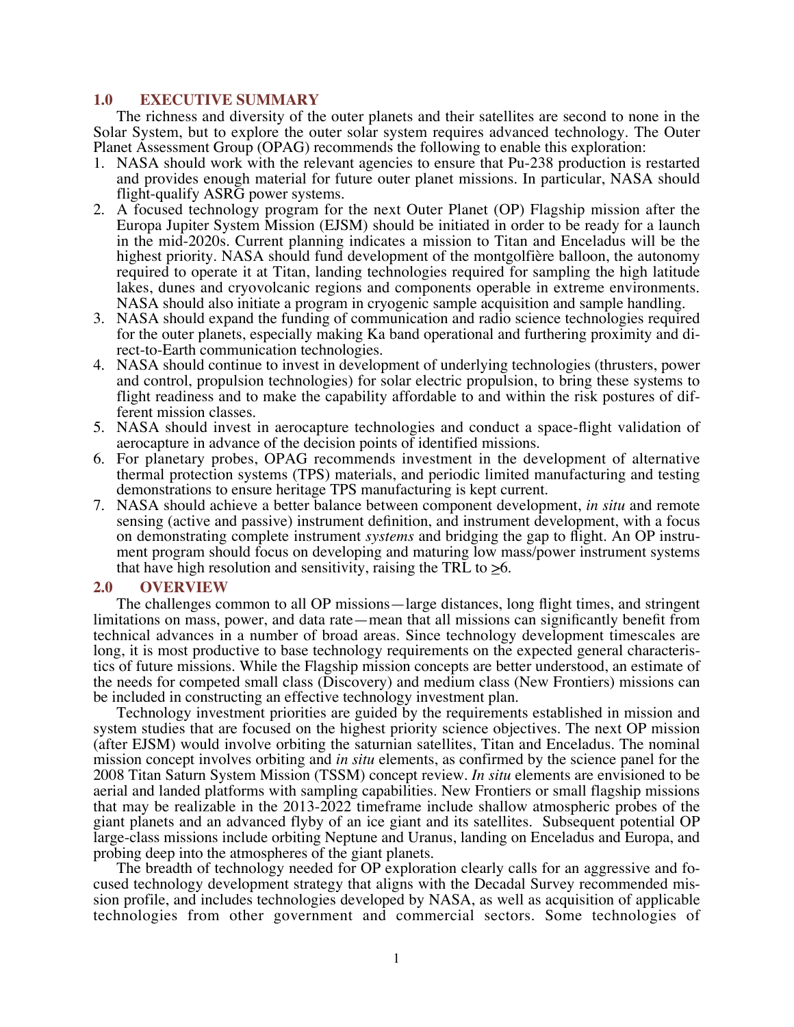## 1.0 EXECUTIVE SUMMARY

The richness and diversity of the outer planets and their satellites are second to none in the Solar System, but to explore the outer solar system requires advanced technology. The Outer Planet Assessment Group (OPAG) recommends the following to enable this exploration:

1. NASA should work with the relevant agencies to ensure that Pu-238 production is restarted and provides enough material for future outer planet missions. In particular, NASA should flight-qualify ASRG power systems.
2. A focused technology program for the next Outer Planet (OP) Flagship mission after the Europa Jupiter System Mission (EJSM) should be initiated in order to be ready for a launch in the mid-2020s. Current planning indicates a mission to Titan and Enceladus will be the highest priority. NASA should fund development of the montgolfière balloon, the autonomy required to operate it at Titan, landing technologies required for sampling the high latitude lakes, dunes and cryovolcanic regions and components operable in extreme environments. NASA should also initiate a program in cryogenic sample acquisition and sample handling.
3. NASA should expand the funding of communication and radio science technologies required for the outer planets, especially making Ka band operational and furthering proximity and direct-to-Earth communication technologies.
4. NASA should continue to invest in development of underlying technologies (thrusters, power and control, propulsion technologies) for solar electric propulsion, to bring these systems to flight readiness and to make the capability affordable to and within the risk postures of different mission classes.
5. NASA should invest in aerocapture technologies and conduct a space-flight validation of aerocapture in advance of the decision points of identified missions.
6. For planetary probes, OPAG recommends investment in the development of alternative thermal protection systems (TPS) materials, and periodic limited manufacturing and testing demonstrations to ensure heritage TPS manufacturing is kept current.
7. NASA should achieve a better balance between component development, *in situ* and remote sensing (active and passive) instrument definition, and instrument development, with a focus on demonstrating complete instrument *systems* and bridging the gap to flight. An OP instrument program should focus on developing and maturing low mass/power instrument systems that have high resolution and sensitivity, raising the TRL to $\geq$6.

## 2.0 OVERVIEW

The challenges common to all OP missions—large distances, long flight times, and stringent limitations on mass, power, and data rate—mean that all missions can significantly benefit from technical advances in a number of broad areas. Since technology development timescales are long, it is most productive to base technology requirements on the expected general characteristics of future missions. While the Flagship mission concepts are better understood, an estimate of the needs for competed small class (Discovery) and medium class (New Frontiers) missions can be included in constructing an effective technology investment plan.

Technology investment priorities are guided by the requirements established in mission and system studies that are focused on the highest priority science objectives. The next OP mission (after EJSM) would involve orbiting the saturnian satellites, Titan and Enceladus. The nominal mission concept involves orbiting and *in situ* elements, as confirmed by the science panel for the 2008 Titan Saturn System Mission (TSSM) concept review. *In situ* elements are envisioned to be aerial and landed platforms with sampling capabilities. New Frontiers or small flagship missions that may be realizable in the 2013-2022 timeframe include shallow atmospheric probes of the giant planets and an advanced flyby of an ice giant and its satellites. Subsequent potential OP large-class missions include orbiting Neptune and Uranus, landing on Enceladus and Europa, and probing deep into the atmospheres of the giant planets.

The breadth of technology needed for OP exploration clearly calls for an aggressive and focused technology development strategy that aligns with the Decadal Survey recommended mission profile, and includes technologies developed by NASA, as well as acquisition of applicable technologies from other government and commercial sectors. Some technologies of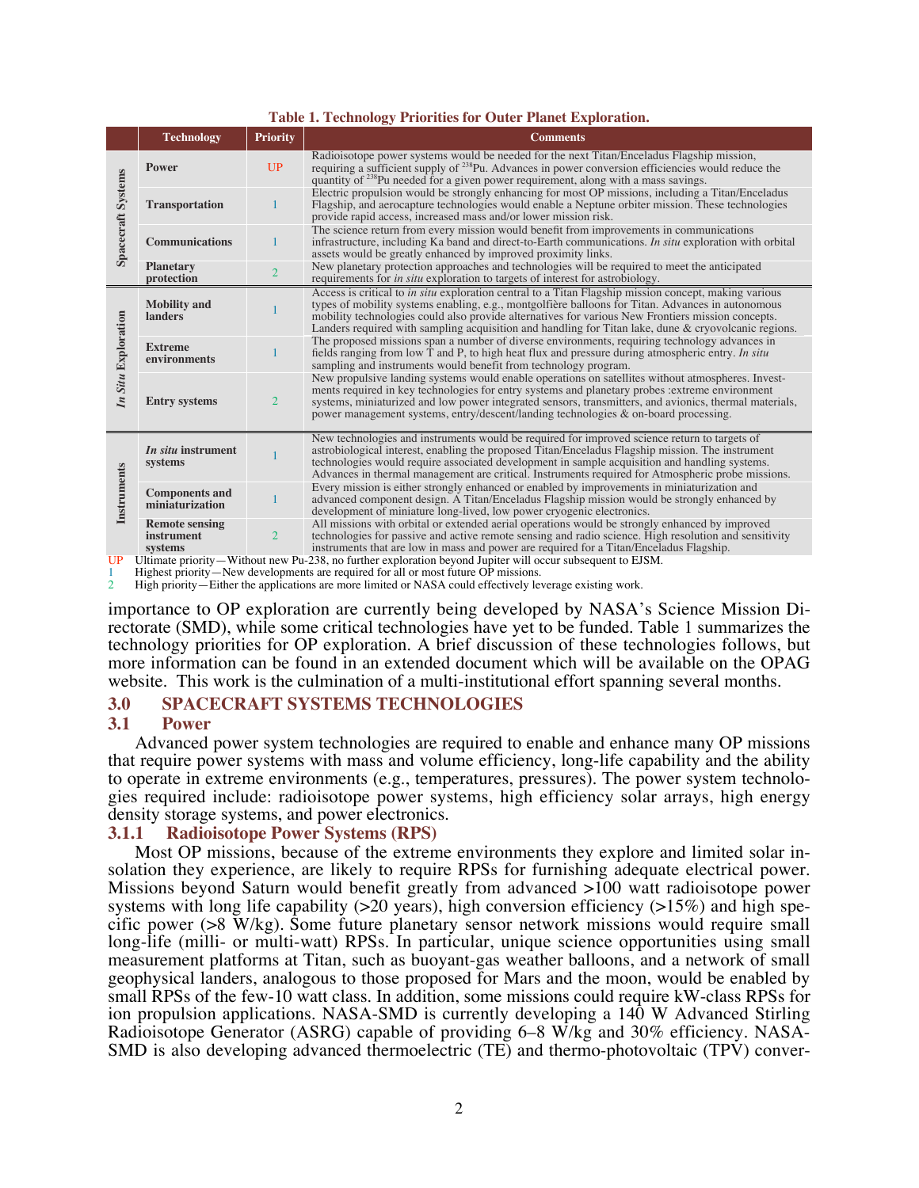**Table 1. Technology Priorities for Outer Planet Exploration.**

| | Technology | Priority | Comments |
|---|---|---|---|
| Spacecraft Systems | **Power** | UP | Radioisotope power systems would be needed for the next Titan/Enceladus Flagship mission, requiring a sufficient supply of $^{238}$Pu. Advances in power conversion efficiencies would reduce the quantity of $^{238}$Pu needed for a given power requirement, along with a mass savings. |
| | **Transportation** | 1 | Electric propulsion would be strongly enhancing for most OP missions, including a Titan/Enceladus Flagship, and aerocapture technologies would enable a Neptune orbiter mission. These technologies provide rapid access, increased mass and/or lower mission risk. |
| | **Communications** | 1 | The science return from every mission would benefit from improvements in communications infrastructure, including Ka band and direct-to-Earth communications. *In situ* exploration with orbital assets would be greatly enhanced by improved proximity links. |
| | **Planetary protection** | 2 | New planetary protection approaches and technologies will be required to meet the anticipated requirements for *in situ* exploration to targets of interest for astrobiology. |
| *In Situ* Exploration | **Mobility and landers** | 1 | Access is critical to *in situ* exploration central to a Titan Flagship mission concept, making various types of mobility systems enabling, e.g., montgolfière balloons for Titan. Advances in autonomous mobility technologies could also provide alternatives for various New Frontiers mission concepts. Landers required with sampling acquisition and handling for Titan lake, dune & cryovolcanic regions. |
| | **Extreme environments** | 1 | The proposed missions span a number of diverse environments, requiring technology advances in fields ranging from low T and P, to high heat flux and pressure during atmospheric entry. *In situ* sampling and instruments would benefit from technology program. |
| | **Entry systems** | 2 | New propulsive landing systems would enable operations on satellites without atmospheres. Investments required in key technologies for entry systems and planetary probes :extreme environment systems, miniaturized and low power integrated sensors, transmitters, and avionics, thermal materials, power management systems, entry/descent/landing technologies & on-board processing. |
| Instruments | ***In situ* instrument systems** | 1 | New technologies and instruments would be required for improved science return to targets of astrobiological interest, enabling the proposed Titan/Enceladus Flagship mission. The instrument technologies would require associated development in sample acquisition and handling systems. Advances in thermal management are critical. Instruments required for Atmospheric probe missions. |
| | **Components and miniaturization** | 1 | Every mission is either strongly enhanced or enabled by improvements in miniaturization and advanced component design. A Titan/Enceladus Flagship mission would be strongly enhanced by development of miniature long-lived, low power cryogenic electronics. |
| | **Remote sensing instrument systems** | 2 | All missions with orbital or extended aerial operations would be strongly enhanced by improved technologies for passive and active remote sensing and radio science. High resolution and sensitivity instruments that are low in mass and power are required for a Titan/Enceladus Flagship. |

UP Ultimate priority—Without new Pu-238, no further exploration beyond Jupiter will occur subsequent to EJSM.
1 Highest priority—New developments are required for all or most future OP missions.
2 High priority—Either the applications are more limited or NASA could effectively leverage existing work.

importance to OP exploration are currently being developed by NASA's Science Mission Directorate (SMD), while some critical technologies have yet to be funded. Table 1 summarizes the technology priorities for OP exploration. A brief discussion of these technologies follows, but more information can be found in an extended document which will be available on the OPAG website. This work is the culmination of a multi-institutional effort spanning several months.

## 3.0 SPACECRAFT SYSTEMS TECHNOLOGIES

### 3.1 Power

Advanced power system technologies are required to enable and enhance many OP missions that require power systems with mass and volume efficiency, long-life capability and the ability to operate in extreme environments (e.g., temperatures, pressures). The power system technologies required include: radioisotope power systems, high efficiency solar arrays, high energy density storage systems, and power electronics.

#### 3.1.1 Radioisotope Power Systems (RPS)

Most OP missions, because of the extreme environments they explore and limited solar insolation they experience, are likely to require RPSs for furnishing adequate electrical power. Missions beyond Saturn would benefit greatly from advanced >100 watt radioisotope power systems with long life capability (>20 years), high conversion efficiency (>15%) and high specific power (>8 W/kg). Some future planetary sensor network missions would require small long-life (milli- or multi-watt) RPSs. In particular, unique science opportunities using small measurement platforms at Titan, such as buoyant-gas weather balloons, and a network of small geophysical landers, analogous to those proposed for Mars and the moon, would be enabled by small RPSs of the few-10 watt class. In addition, some missions could require kW-class RPSs for ion propulsion applications. NASA-SMD is currently developing a 140 W Advanced Stirling Radioisotope Generator (ASRG) capable of providing 6–8 W/kg and 30% efficiency. NASA-SMD is also developing advanced thermoelectric (TE) and thermo-photovoltaic (TPV) conver-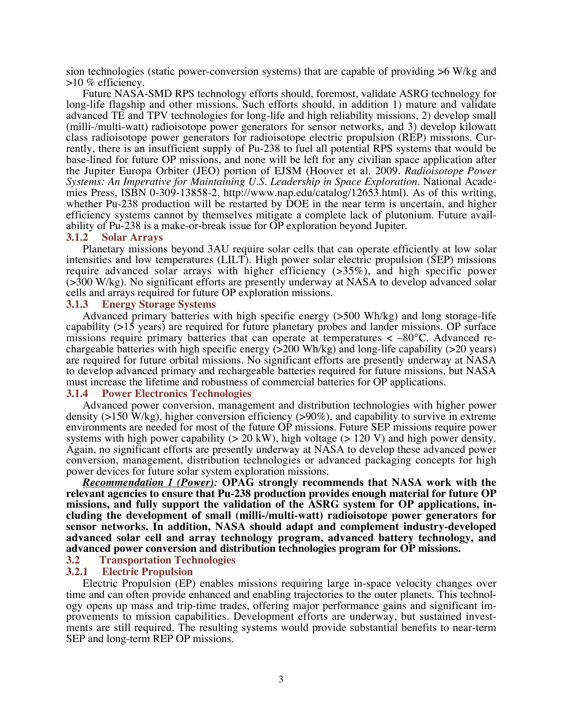sion technologies (static power-conversion systems) that are capable of providing >6 W/kg and >10 % efficiency.

Future NASA-SMD RPS technology efforts should, foremost, validate ASRG technology for long-life flagship and other missions. Such efforts should, in addition 1) mature and validate advanced TE and TPV technologies for long-life and high reliability missions, 2) develop small (milli-/multi-watt) radioisotope power generators for sensor networks, and 3) develop kilowatt class radioisotope power generators for radioisotope electric propulsion (REP) missions. Currently, there is an insufficient supply of Pu-238 to fuel all potential RPS systems that would be base-lined for future OP missions, and none will be left for any civilian space application after the Jupiter Europa Orbiter (JEO) portion of EJSM (Hoover et al. 2009. *Radioisotope Power Systems: An Imperative for Maintaining U.S. Leadership in Space Exploration*. National Academies Press, ISBN 0-309-13858-2, http://www.nap.edu/catalog/12653.html). As of this writing, whether Pu-238 production will be restarted by DOE in the near term is uncertain, and higher efficiency systems cannot by themselves mitigate a complete lack of plutonium. Future availability of Pu-238 is a make-or-break issue for OP exploration beyond Jupiter.

### 3.1.2 Solar Arrays

Planetary missions beyond 3AU require solar cells that can operate efficiently at low solar intensities and low temperatures (LILT). High power solar electric propulsion (SEP) missions require advanced solar arrays with higher efficiency (>35%), and high specific power (>300 W/kg). No significant efforts are presently underway at NASA to develop advanced solar cells and arrays required for future OP exploration missions.

### 3.1.3 Energy Storage Systems

Advanced primary batteries with high specific energy (>500 Wh/kg) and long storage-life capability (>15 years) are required for future planetary probes and lander missions. OP surface missions require primary batteries that can operate at temperatures < –80°C. Advanced rechargeable batteries with high specific energy (>200 Wh/kg) and long-life capability (>20 years) are required for future orbital missions. No significant efforts are presently underway at NASA to develop advanced primary and rechargeable batteries required for future missions, but NASA must increase the lifetime and robustness of commercial batteries for OP applications.

### 3.1.4 Power Electronics Technologies

Advanced power conversion, management and distribution technologies with higher power density (>150 W/kg), higher conversion efficiency (>90%), and capability to survive in extreme environments are needed for most of the future OP missions. Future SEP missions require power systems with high power capability (> 20 kW), high voltage (> 120 V) and high power density. Again, no significant efforts are presently underway at NASA to develop these advanced power conversion, management, distribution technologies or advanced packaging concepts for high power devices for future solar system exploration missions.

***Recommendation 1 (Power):*** **OPAG strongly recommends that NASA work with the relevant agencies to ensure that Pu-238 production provides enough material for future OP missions, and fully support the validation of the ASRG system for OP applications, including the development of small (milli-/multi-watt) radioisotope power generators for sensor networks. In addition, NASA should adapt and complement industry-developed advanced solar cell and array technology program, advanced battery technology, and advanced power conversion and distribution technologies program for OP missions.**

## 3.2 Transportation Technologies

### 3.2.1 Electric Propulsion

Electric Propulsion (EP) enables missions requiring large in-space velocity changes over time and can often provide enhanced and enabling trajectories to the outer planets. This technology opens up mass and trip-time trades, offering major performance gains and significant improvements to mission capabilities. Development efforts are underway, but sustained investments are still required. The resulting systems would provide substantial benefits to near-term SEP and long-term REP OP missions.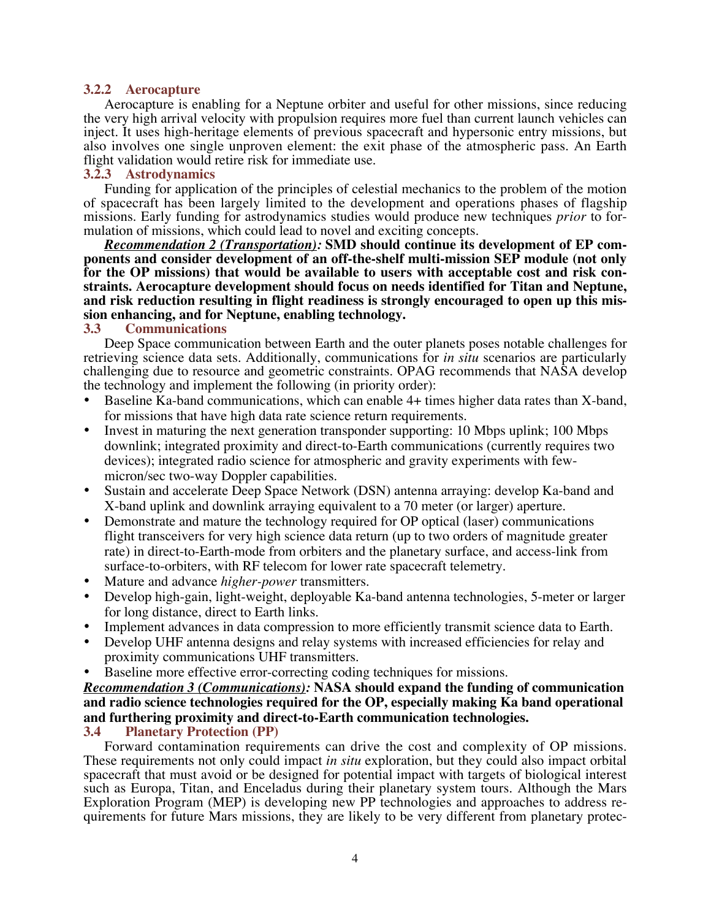### 3.2.2 Aerocapture

Aerocapture is enabling for a Neptune orbiter and useful for other missions, since reducing the very high arrival velocity with propulsion requires more fuel than current launch vehicles can inject. It uses high-heritage elements of previous spacecraft and hypersonic entry missions, but also involves one single unproven element: the exit phase of the atmospheric pass. An Earth flight validation would retire risk for immediate use.

### 3.2.3 Astrodynamics

Funding for application of the principles of celestial mechanics to the problem of the motion of spacecraft has been largely limited to the development and operations phases of flagship missions. Early funding for astrodynamics studies would produce new techniques *prior* to formulation of missions, which could lead to novel and exciting concepts.

***Recommendation 2 (Transportation):*** **SMD should continue its development of EP components and consider development of an off-the-shelf multi-mission SEP module (not only for the OP missions) that would be available to users with acceptable cost and risk constraints. Aerocapture development should focus on needs identified for Titan and Neptune, and risk reduction resulting in flight readiness is strongly encouraged to open up this mission enhancing, and for Neptune, enabling technology.**

## 3.3 Communications

Deep Space communication between Earth and the outer planets poses notable challenges for retrieving science data sets. Additionally, communications for *in situ* scenarios are particularly challenging due to resource and geometric constraints. OPAG recommends that NASA develop the technology and implement the following (in priority order):

- Baseline Ka-band communications, which can enable 4+ times higher data rates than X-band, for missions that have high data rate science return requirements.
- Invest in maturing the next generation transponder supporting: 10 Mbps uplink; 100 Mbps downlink; integrated proximity and direct-to-Earth communications (currently requires two devices); integrated radio science for atmospheric and gravity experiments with few-micron/sec two-way Doppler capabilities.
- Sustain and accelerate Deep Space Network (DSN) antenna arraying: develop Ka-band and X-band uplink and downlink arraying equivalent to a 70 meter (or larger) aperture.
- Demonstrate and mature the technology required for OP optical (laser) communications flight transceivers for very high science data return (up to two orders of magnitude greater rate) in direct-to-Earth-mode from orbiters and the planetary surface, and access-link from surface-to-orbiters, with RF telecom for lower rate spacecraft telemetry.
- Mature and advance *higher-power* transmitters.
- Develop high-gain, light-weight, deployable Ka-band antenna technologies, 5-meter or larger for long distance, direct to Earth links.
- Implement advances in data compression to more efficiently transmit science data to Earth.
- Develop UHF antenna designs and relay systems with increased efficiencies for relay and proximity communications UHF transmitters.
- Baseline more effective error-correcting coding techniques for missions.

***Recommendation 3 (Communications):*** **NASA should expand the funding of communication and radio science technologies required for the OP, especially making Ka band operational and furthering proximity and direct-to-Earth communication technologies.**

## 3.4 Planetary Protection (PP)

Forward contamination requirements can drive the cost and complexity of OP missions. These requirements not only could impact *in situ* exploration, but they could also impact orbital spacecraft that must avoid or be designed for potential impact with targets of biological interest such as Europa, Titan, and Enceladus during their planetary system tours. Although the Mars Exploration Program (MEP) is developing new PP technologies and approaches to address requirements for future Mars missions, they are likely to be very different from planetary protec-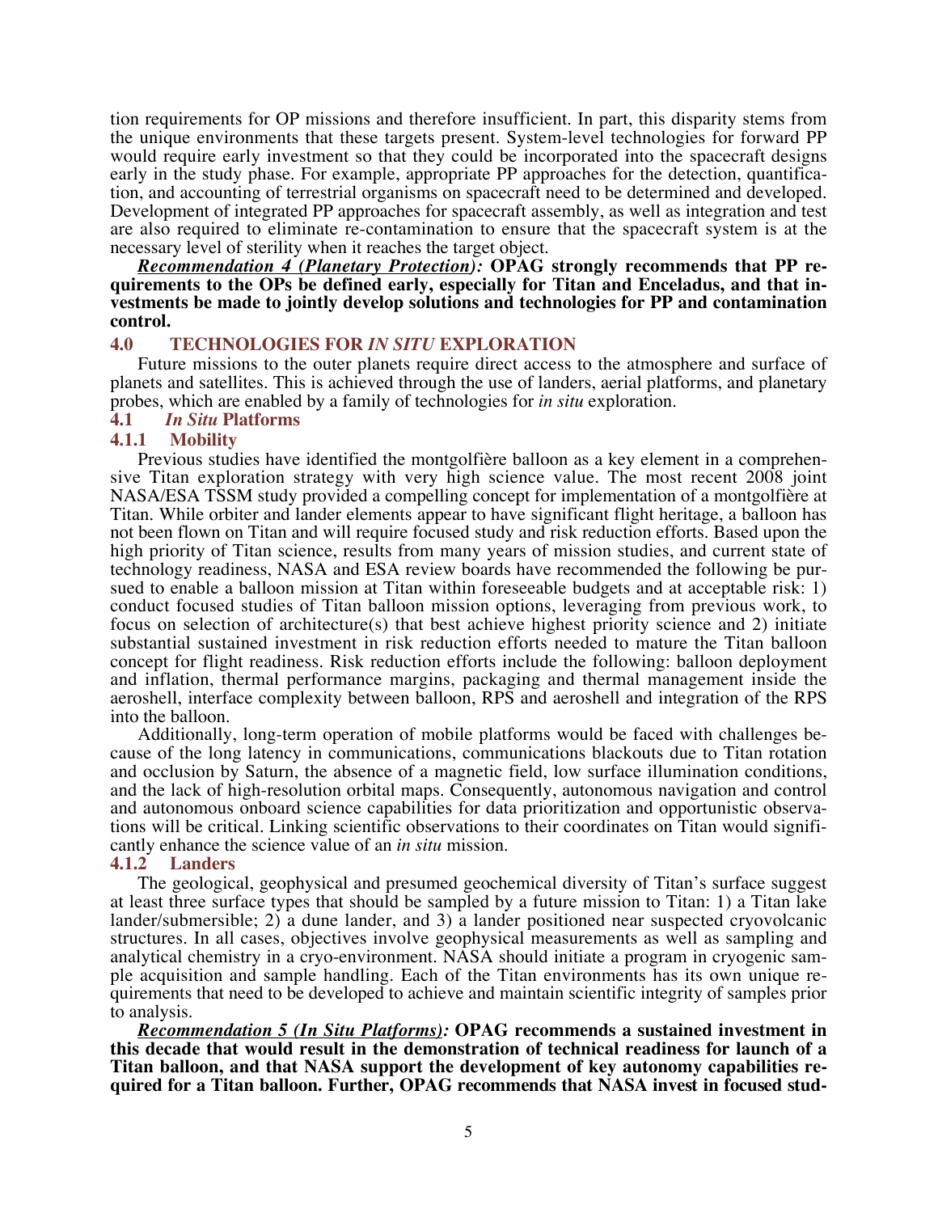tion requirements for OP missions and therefore insufficient. In part, this disparity stems from the unique environments that these targets present. System-level technologies for forward PP would require early investment so that they could be incorporated into the spacecraft designs early in the study phase. For example, appropriate PP approaches for the detection, quantification, and accounting of terrestrial organisms on spacecraft need to be determined and developed. Development of integrated PP approaches for spacecraft assembly, as well as integration and test are also required to eliminate re-contamination to ensure that the spacecraft system is at the necessary level of sterility when it reaches the target object.

***Recommendation 4 (Planetary Protection):*** **OPAG strongly recommends that PP requirements to the OPs be defined early, especially for Titan and Enceladus, and that investments be made to jointly develop solutions and technologies for PP and contamination control.**

## 4.0 TECHNOLOGIES FOR *IN SITU* EXPLORATION

Future missions to the outer planets require direct access to the atmosphere and surface of planets and satellites. This is achieved through the use of landers, aerial platforms, and planetary probes, which are enabled by a family of technologies for *in situ* exploration.

### 4.1 *In Situ* Platforms

#### 4.1.1 Mobility

Previous studies have identified the montgolfière balloon as a key element in a comprehensive Titan exploration strategy with very high science value. The most recent 2008 joint NASA/ESA TSSM study provided a compelling concept for implementation of a montgolfière at Titan. While orbiter and lander elements appear to have significant flight heritage, a balloon has not been flown on Titan and will require focused study and risk reduction efforts. Based upon the high priority of Titan science, results from many years of mission studies, and current state of technology readiness, NASA and ESA review boards have recommended the following be pursued to enable a balloon mission at Titan within foreseeable budgets and at acceptable risk: 1) conduct focused studies of Titan balloon mission options, leveraging from previous work, to focus on selection of architecture(s) that best achieve highest priority science and 2) initiate substantial sustained investment in risk reduction efforts needed to mature the Titan balloon concept for flight readiness. Risk reduction efforts include the following: balloon deployment and inflation, thermal performance margins, packaging and thermal management inside the aeroshell, interface complexity between balloon, RPS and aeroshell and integration of the RPS into the balloon.

Additionally, long-term operation of mobile platforms would be faced with challenges because of the long latency in communications, communications blackouts due to Titan rotation and occlusion by Saturn, the absence of a magnetic field, low surface illumination conditions, and the lack of high-resolution orbital maps. Consequently, autonomous navigation and control and autonomous onboard science capabilities for data prioritization and opportunistic observations will be critical. Linking scientific observations to their coordinates on Titan would significantly enhance the science value of an *in situ* mission.

#### 4.1.2 Landers

The geological, geophysical and presumed geochemical diversity of Titan's surface suggest at least three surface types that should be sampled by a future mission to Titan: 1) a Titan lake lander/submersible; 2) a dune lander, and 3) a lander positioned near suspected cryovolcanic structures. In all cases, objectives involve geophysical measurements as well as sampling and analytical chemistry in a cryo-environment. NASA should initiate a program in cryogenic sample acquisition and sample handling. Each of the Titan environments has its own unique requirements that need to be developed to achieve and maintain scientific integrity of samples prior to analysis.

***Recommendation 5 (In Situ Platforms):*** **OPAG recommends a sustained investment in this decade that would result in the demonstration of technical readiness for launch of a Titan balloon, and that NASA support the development of key autonomy capabilities required for a Titan balloon. Further, OPAG recommends that NASA invest in focused stud-**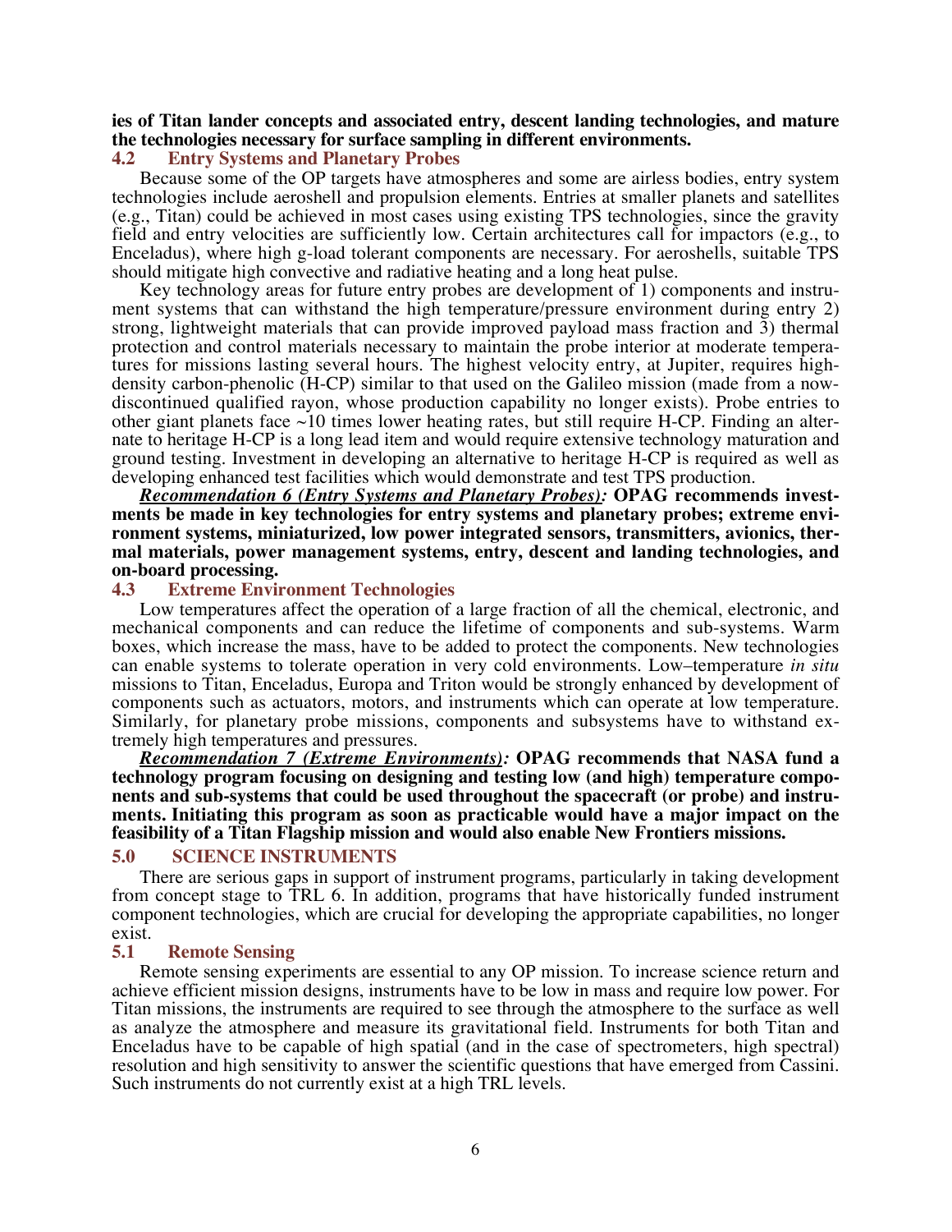**ies of Titan lander concepts and associated entry, descent landing technologies, and mature the technologies necessary for surface sampling in different environments.**

## 4.2 Entry Systems and Planetary Probes

Because some of the OP targets have atmospheres and some are airless bodies, entry system technologies include aeroshell and propulsion elements. Entries at smaller planets and satellites (e.g., Titan) could be achieved in most cases using existing TPS technologies, since the gravity field and entry velocities are sufficiently low. Certain architectures call for impactors (e.g., to Enceladus), where high g-load tolerant components are necessary. For aeroshells, suitable TPS should mitigate high convective and radiative heating and a long heat pulse.

Key technology areas for future entry probes are development of 1) components and instrument systems that can withstand the high temperature/pressure environment during entry 2) strong, lightweight materials that can provide improved payload mass fraction and 3) thermal protection and control materials necessary to maintain the probe interior at moderate temperatures for missions lasting several hours. The highest velocity entry, at Jupiter, requires high-density carbon-phenolic (H-CP) similar to that used on the Galileo mission (made from a now-discontinued qualified rayon, whose production capability no longer exists). Probe entries to other giant planets face ~10 times lower heating rates, but still require H-CP. Finding an alternate to heritage H-CP is a long lead item and would require extensive technology maturation and ground testing. Investment in developing an alternative to heritage H-CP is required as well as developing enhanced test facilities which would demonstrate and test TPS production.

***Recommendation 6 (Entry Systems and Planetary Probes):*** **OPAG recommends investments be made in key technologies for entry systems and planetary probes; extreme environment systems, miniaturized, low power integrated sensors, transmitters, avionics, thermal materials, power management systems, entry, descent and landing technologies, and on-board processing.**

## 4.3 Extreme Environment Technologies

Low temperatures affect the operation of a large fraction of all the chemical, electronic, and mechanical components and can reduce the lifetime of components and sub-systems. Warm boxes, which increase the mass, have to be added to protect the components. New technologies can enable systems to tolerate operation in very cold environments. Low–temperature *in situ* missions to Titan, Enceladus, Europa and Triton would be strongly enhanced by development of components such as actuators, motors, and instruments which can operate at low temperature. Similarly, for planetary probe missions, components and subsystems have to withstand extremely high temperatures and pressures.

***Recommendation 7 (Extreme Environments):*** **OPAG recommends that NASA fund a technology program focusing on designing and testing low (and high) temperature components and sub-systems that could be used throughout the spacecraft (or probe) and instruments. Initiating this program as soon as practicable would have a major impact on the feasibility of a Titan Flagship mission and would also enable New Frontiers missions.**

# 5.0 SCIENCE INSTRUMENTS

There are serious gaps in support of instrument programs, particularly in taking development from concept stage to TRL 6. In addition, programs that have historically funded instrument component technologies, which are crucial for developing the appropriate capabilities, no longer exist.

## 5.1 Remote Sensing

Remote sensing experiments are essential to any OP mission. To increase science return and achieve efficient mission designs, instruments have to be low in mass and require low power. For Titan missions, the instruments are required to see through the atmosphere to the surface as well as analyze the atmosphere and measure its gravitational field. Instruments for both Titan and Enceladus have to be capable of high spatial (and in the case of spectrometers, high spectral) resolution and high sensitivity to answer the scientific questions that have emerged from Cassini. Such instruments do not currently exist at a high TRL levels.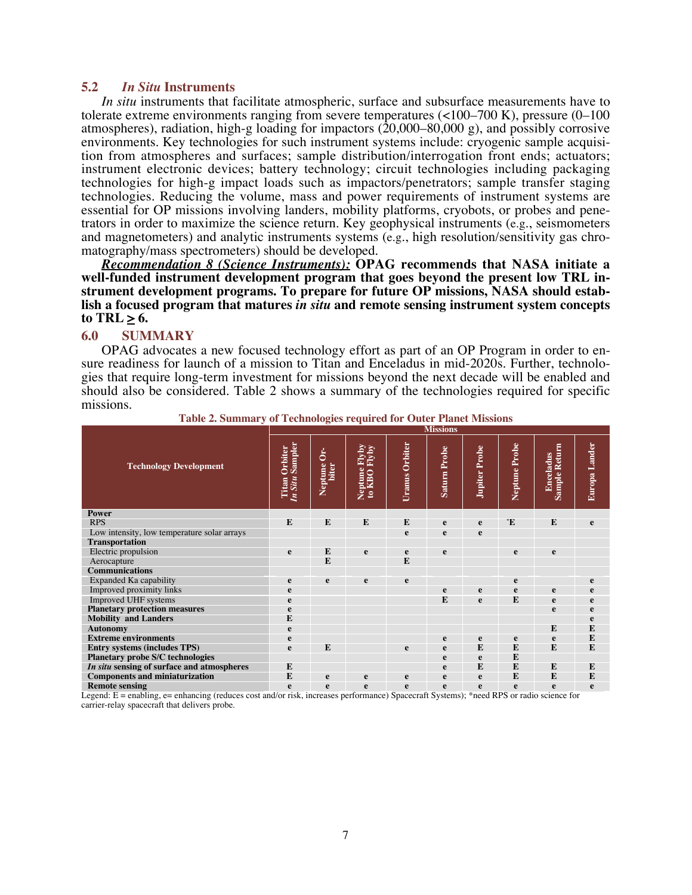### 5.2 *In Situ* Instruments

*In situ* instruments that facilitate atmospheric, surface and subsurface measurements have to tolerate extreme environments ranging from severe temperatures (<100–700 K), pressure (0–100 atmospheres), radiation, high-g loading for impactors (20,000–80,000 g), and possibly corrosive environments. Key technologies for such instrument systems include: cryogenic sample acquisition from atmospheres and surfaces; sample distribution/interrogation front ends; actuators; instrument electronic devices; battery technology; circuit technologies including packaging technologies for high-g impact loads such as impactors/penetrators; sample transfer staging technologies. Reducing the volume, mass and power requirements of instrument systems are essential for OP missions involving landers, mobility platforms, cryobots, or probes and penetrators in order to maximize the science return. Key geophysical instruments (e.g., seismometers and magnetometers) and analytic instruments systems (e.g., high resolution/sensitivity gas chromatography/mass spectrometers) should be developed.

***Recommendation 8 (Science Instruments):*** **OPAG recommends that NASA initiate a well-funded instrument development program that goes beyond the present low TRL instrument development programs. To prepare for future OP missions, NASA should establish a focused program that matures *in situ* and remote sensing instrument system concepts to TRL ≥ 6.**

## 6.0 SUMMARY

OPAG advocates a new focused technology effort as part of an OP Program in order to ensure readiness for launch of a mission to Titan and Enceladus in mid-2020s. Further, technologies that require long-term investment for missions beyond the next decade will be enabled and should also be considered. Table 2 shows a summary of the technologies required for specific missions.

**Table 2. Summary of Technologies required for Outer Planet Missions**

| Technology Development | Missions | | | | | | | | |
|---|---|---|---|---|---|---|---|---|---|
| | Titan Orbiter *In Situ* Sampler | Neptune Orbiter | Neptune Flyby to KBO Flyby | Uranus Orbiter | Saturn Probe | Jupiter Probe | Neptune Probe | Enceladus Sample Return | Europa Lander |
| **Power** | | | | | | | | | |
| RPS | E | E | E | E | e | e | *E | E | e |
| Low intensity, low temperature solar arrays | | | | e | e | e | | | |
| **Transportation** | | | | | | | | | |
| Electric propulsion | e | E | e | e | e | | e | e | |
| Aerocapture | | E | | E | | | | | |
| **Communications** | | | | | | | | | |
| Expanded Ka capability | e | e | e | e | | | e | | e |
| Improved proximity links | e | | | | e | e | e | e | e |
| Improved UHF systems | e | | | | E | e | E | e | e |
| **Planetary protection measures** | e | | | | | | | e | e |
| **Mobility and Landers** | E | | | | | | | | e |
| **Autonomy** | e | | | | | | | E | E |
| **Extreme environments** | e | | | | e | e | e | e | E |
| **Entry systems (includes TPS)** | e | E | | e | e | E | E | E | E |
| **Planetary probe S/C technologies** | | | | | e | e | E | | |
| ***In situ* sensing of surface and atmospheres** | E | | | | e | E | E | E | E |
| **Components and miniaturization** | E | e | e | e | e | e | E | E | E |
| **Remote sensing** | e | e | e | e | e | e | e | e | e |

Legend: E = enabling, e= enhancing (reduces cost and/or risk, increases performance) Spacecraft Systems); *need RPS or radio science for carrier-relay spacecraft that delivers probe.